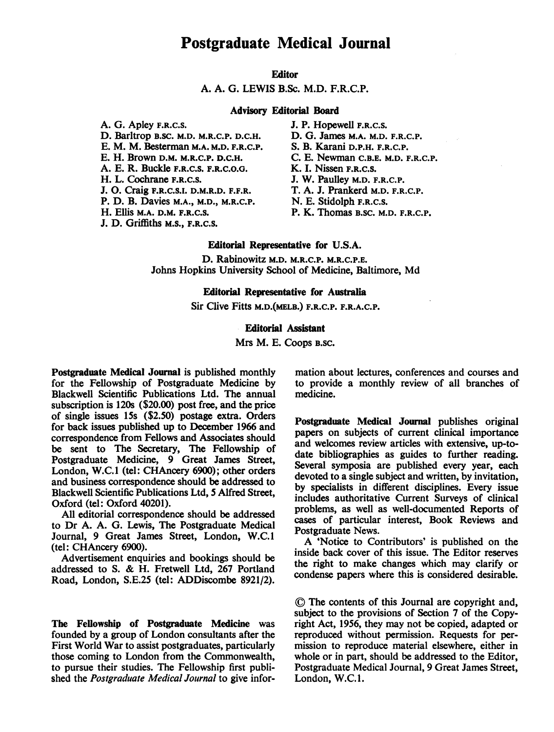# Postgraduate Medical Journal

## Editor

A. A. G. LEWIS B.Sc. M.D. F.R.C.P.

## Advisory Editorial Board

A. G. Apley F.R.C.S.
D. Barltrop B.SC. M.D. M.R.C.P. D.C.H.
E. M. M. Besterman M.A. M.D. F.R.C.P.
E. H. Brown D.M. M.R.C.P. D.C.H.
A. E. R. Buckle F.R.C.S. F.R.C.O.G.
H. L. Cochrane F.R.C.S.
J. O. Craig F.R.C.S.I. D.M.R.D. F.F.R.
P. D. B. Davies M.A., M.D., M.R.C.P.
H. Ellis M.A. D.M. F.R.C.S.
J. D. Griffiths M.S., F.R.C.S.
J. P. Hopewell F.R.C.S.
D. G. James M.A. M.D. F.R.C.P.
S. B. Karani D.P.H. F.R.C.P.
C. E. Newman C.B.E. M.D. F.R.C.P.
K. I. Nissen F.R.C.S.
J. W. Paulley M.D. F.R.C.P.
T. A. J. Prankerd M.D. F.R.C.P.
N. E. Stidolph F.R.C.S.
P. K. Thomas B.SC. M.D. F.R.C.P.

## Editorial Representative for U.S.A.

D. Rabinowitz M.D. M.R.C.P. M.R.C.P.E.
Johns Hopkins University School of Medicine, Baltimore, Md

## Editorial Representative for Australia

Sir Clive Fitts M.D.(MELB.) F.R.C.P. F.R.A.C.P.

## Editorial Assistant

Mrs M. E. Coops B.SC.

**Postgraduate Medical Journal** is published monthly for the Fellowship of Postgraduate Medicine by Blackwell Scientific Publications Ltd. The annual subscription is 120s ($20.00) post free, and the price of single issues 15s ($2.50) postage extra. Orders for back issues published up to December 1966 and correspondence from Fellows and Associates should be sent to The Secretary, The Fellowship of Postgraduate Medicine, 9 Great James Street, London, W.C.1 (tel: CHAncery 6900); other orders and business correspondence should be addressed to Blackwell Scientific Publications Ltd, 5 Alfred Street, Oxford (tel: Oxford 40201).

All editorial correspondence should be addressed to Dr A. A. G. Lewis, The Postgraduate Medical Journal, 9 Great James Street, London, W.C.1 (tel: CHAncery 6900).

Advertisement enquiries and bookings should be addressed to S. & H. Fretwell Ltd, 267 Portland Road, London, S.E.25 (tel: ADDiscombe 8921/2).

**The Fellowship of Postgraduate Medicine** was founded by a group of London consultants after the First World War to assist postgraduates, particularly those coming to London from the Commonwealth, to pursue their studies. The Fellowship first published the *Postgraduate Medical Journal* to give information about lectures, conferences and courses and to provide a monthly review of all branches of medicine.

**Postgraduate Medical Journal** publishes original papers on subjects of current clinical importance and welcomes review articles with extensive, up-to-date bibliographies as guides to further reading. Several symposia are published every year, each devoted to a single subject and written, by invitation, by specialists in different disciplines. Every issue includes authoritative Current Surveys of clinical problems, as well as well-documented Reports of cases of particular interest, Book Reviews and Postgraduate News.

A 'Notice to Contributors' is published on the inside back cover of this issue. The Editor reserves the right to make changes which may clarify or condense papers where this is considered desirable.

© The contents of this Journal are copyright and, subject to the provisions of Section 7 of the Copyright Act, 1956, they may not be copied, adapted or reproduced without permission. Requests for permission to reproduce material elsewhere, either in whole or in part, should be addressed to the Editor, Postgraduate Medical Journal, 9 Great James Street, London, W.C.1.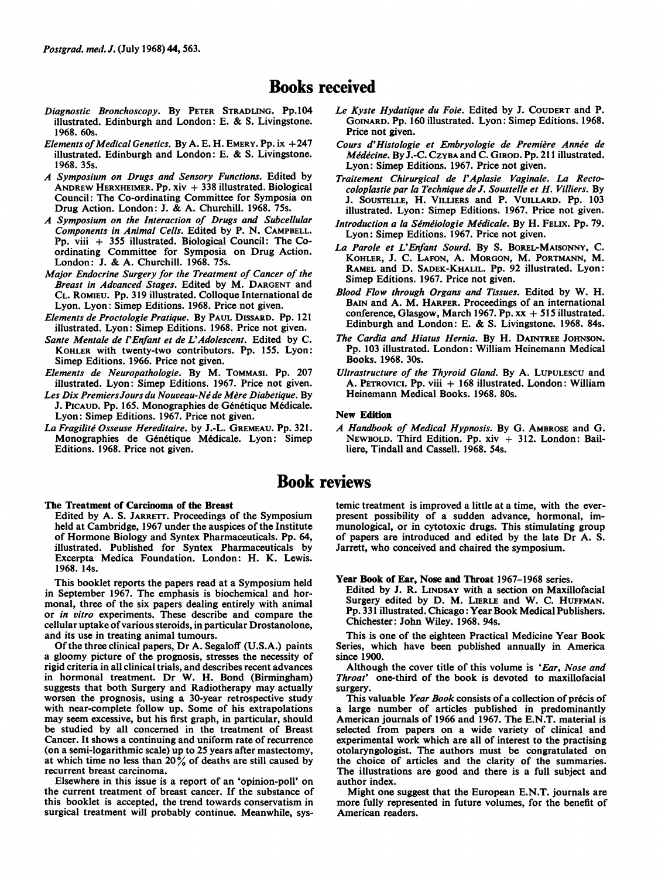# Books received

*Diagnostic Bronchoscopy*. By PETER STRADLING. Pp.104 illustrated. Edinburgh and London: E. & S. Livingstone. 1968. 60s.

*Elements of Medical Genetics*. By A. E. H. EMERY. Pp. ix +247 illustrated. Edinburgh and London: E. & S. Livingstone. 1968. 35s.

*A Symposium on Drugs and Sensory Functions*. Edited by ANDREW HERXHEIMER. Pp. xiv + 338 illustrated. Biological Council: The Co-ordinating Committee for Symposia on Drug Action. London: J. & A. Churchill. 1968. 75s.

*A Symposium on the Interaction of Drugs and Subcellular Components in Animal Cells*. Edited by P. N. CAMPBELL. Pp. viii + 355 illustrated. Biological Council: The Co-ordinating Committee for Symposia on Drug Action. London: J. & A. Churchill. 1968. 75s.

*Major Endocrine Surgery for the Treatment of Cancer of the Breast in Advanced Stages*. Edited by M. DARGENT and CL. ROMIEU. Pp. 319 illustrated. Colloque International de Lyon. Lyon: Simep Editions. 1968. Price not given.

*Elements de Proctologie Pratique*. By PAUL DISSARD. Pp. 121 illustrated. Lyon: Simep Editions. 1968. Price not given.

*Sante Mentale de l'Enfant et de L'Adolescent*. Edited by C. KOHLER with twenty-two contributors. Pp. 155. Lyon: Simep Editions. 1966. Price not given.

*Elements de Neuropathologie*. By M. TOMMASI. Pp. 207 illustrated. Lyon: Simep Editions. 1967. Price not given.

*Les Dix Premiers Jours du Nouveau-Né de Mère Diabetique*. By J. PICAUD. Pp. 165. Monographies de Génétique Médicale. Lyon: Simep Editions. 1967. Price not given.

*La Fragilité Osseuse Hereditaire*. by J.-L. GREMEAU. Pp. 321. Monographies de Génétique Médicale. Lyon: Simep Editions. 1968. Price not given.

*Le Kyste Hydatique du Foie*. Edited by J. COUDERT and P. GOINARD. Pp. 160 illustrated. Lyon: Simep Editions. 1968. Price not given.

*Cours d'Histologie et Embryologie de Première Année de Médécine*. By J.-C. CZYBA and C. GIROD. Pp. 211 illustrated. Lyon: Simep Editions. 1967. Price not given.

*Traitement Chirurgical de l'Aplasie Vaginale. La Recto-coloplastie par la Technique de J. Soustelle et H. Villiers*. By J. SOUSTELLE, H. VILLIERS and P. VUILLARD. Pp. 103 illustrated. Lyon: Simep Editions. 1967. Price not given.

*Introduction a la Séméiologie Médicale*. By H. FELIX. Pp. 79. Lyon: Simep Editions. 1967. Price not given.

*La Parole et L'Enfant Sourd*. By S. BOREL-MAISONNY, C. KOHLER, J. C. LAFON, A. MORGON, M. PORTMANN, M. RAMEL and D. SADEK-KHALIL. Pp. 92 illustrated. Lyon: Simep Editions. 1967. Price not given.

*Blood Flow through Organs and Tissues*. Edited by W. H. BAIN and A. M. HARPER. Proceedings of an international conference, Glasgow, March 1967. Pp. xx + 515 illustrated. Edinburgh and London: E. & S. Livingstone. 1968. 84s.

*The Cardia and Hiatus Hernia*. By H. DAINTREE JOHNSON. Pp. 103 illustrated. London: William Heinemann Medical Books. 1968. 30s.

*Ultrastructure of the Thyroid Gland*. By A. LUPULESCU and A. PETROVICI. Pp. viii + 168 illustrated. London: William Heinemann Medical Books. 1968. 80s.

### New Edition

*A Handbook of Medical Hypnosis*. By G. AMBROSE and G. NEWBOLD. Third Edition. Pp. xiv + 312. London: Bailliere, Tindall and Cassell. 1968. 54s.

# Book reviews

**The Treatment of Carcinoma of the Breast**

Edited by A. S. JARRETT. Proceedings of the Symposium held at Cambridge, 1967 under the auspices of the Institute of Hormone Biology and Syntex Pharmaceuticals. Pp. 64, illustrated. Published for Syntex Pharmaceuticals by Excerpta Medica Foundation. London: H. K. Lewis. 1968. 14s.

This booklet reports the papers read at a Symposium held in September 1967. The emphasis is biochemical and hormonal, three of the six papers dealing entirely with animal or *in vitro* experiments. These describe and compare the cellular uptake of various steroids, in particular Drostanolone, and its use in treating animal tumours.

Of the three clinical papers, Dr A. Segaloff (U.S.A.) paints a gloomy picture of the prognosis, stresses the necessity of rigid criteria in all clinical trials, and describes recent advances in hormonal treatment. Dr W. H. Bond (Birmingham) suggests that both Surgery and Radiotherapy may actually worsen the prognosis, using a 30-year retrospective study with near-complete follow up. Some of his extrapolations may seem excessive, but his first graph, in particular, should be studied by all concerned in the treatment of Breast Cancer. It shows a continuing and uniform rate of recurrence (on a semi-logarithmic scale) up to 25 years after mastectomy, at which time no less than 20% of deaths are still caused by recurrent breast carcinoma.

Elsewhere in this issue is a report of an 'opinion-poll' on the current treatment of breast cancer. If the substance of this booklet is accepted, the trend towards conservatism in surgical treatment will probably continue. Meanwhile, systemic treatment is improved a little at a time, with the ever-present possibility of a sudden advance, hormonal, immunological, or in cytotoxic drugs. This stimulating group of papers are introduced and edited by the late Dr A. S. Jarrett, who conceived and chaired the symposium.

**Year Book of Ear, Nose and Throat 1967–1968 series.**

Edited by J. R. LINDSAY with a section on Maxillofacial Surgery edited by D. M. LIERLE and W. C. HUFFMAN. Pp. 331 illustrated. Chicago: Year Book Medical Publishers. Chichester: John Wiley. 1968. 94s.

This is one of the eighteen Practical Medicine Year Book Series, which have been published annually in America since 1900.

Although the cover title of this volume is '*Ear, Nose and Throat*' one-third of the book is devoted to maxillofacial surgery.

This valuable *Year Book* consists of a collection of précis of a large number of articles published in predominantly American journals of 1966 and 1967. The E.N.T. material is selected from papers on a wide variety of clinical and experimental work which are all of interest to the practising otolaryngologist. The authors must be congratulated on the choice of articles and the clarity of the summaries. The illustrations are good and there is a full subject and author index.

Might one suggest that the European E.N.T. journals are more fully represented in future volumes, for the benefit of American readers.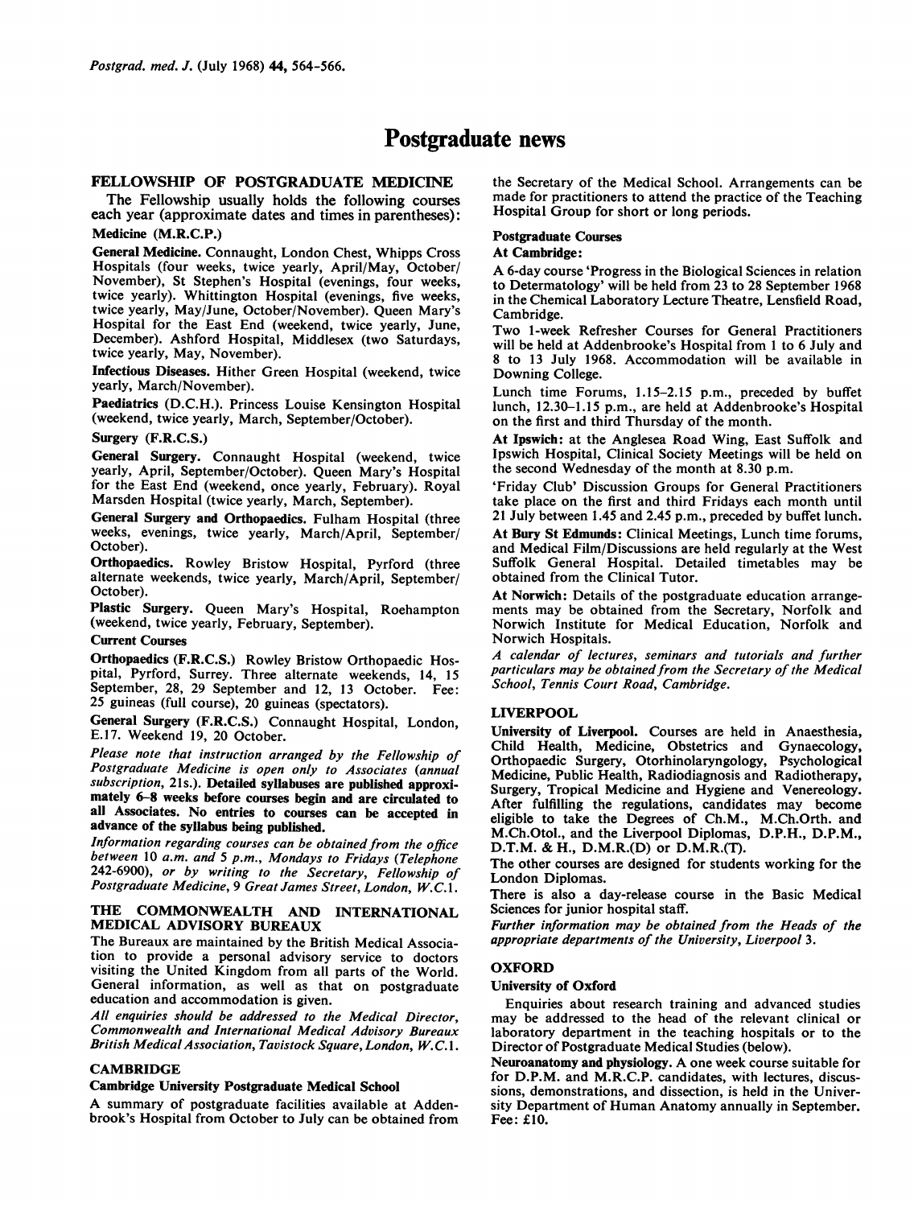# Postgraduate news

## FELLOWSHIP OF POSTGRADUATE MEDICINE

The Fellowship usually holds the following courses each year (approximate dates and times in parentheses):

### Medicine (M.R.C.P.)

**General Medicine.** Connaught, London Chest, Whipps Cross Hospitals (four weeks, twice yearly, April/May, October/November), St Stephen's Hospital (evenings, four weeks, twice yearly). Whittington Hospital (evenings, five weeks, twice yearly, May/June, October/November). Queen Mary's Hospital for the East End (weekend, twice yearly, June, December). Ashford Hospital, Middlesex (two Saturdays, twice yearly, May, November).

**Infectious Diseases.** Hither Green Hospital (weekend, twice yearly, March/November).

**Paediatrics** (D.C.H.). Princess Louise Kensington Hospital (weekend, twice yearly, March, September/October).

### Surgery (F.R.C.S.)

**General Surgery.** Connaught Hospital (weekend, twice yearly, April, September/October). Queen Mary's Hospital for the East End (weekend, once yearly, February). Royal Marsden Hospital (twice yearly, March, September).

**General Surgery and Orthopaedics.** Fulham Hospital (three weeks, evenings, twice yearly, March/April, September/October).

**Orthopaedics.** Rowley Bristow Hospital, Pyrford (three alternate weekends, twice yearly, March/April, September/October).

**Plastic Surgery.** Queen Mary's Hospital, Roehampton (weekend, twice yearly, February, September).

### Current Courses

**Orthopaedics (F.R.C.S.)** Rowley Bristow Orthopaedic Hospital, Pyrford, Surrey. Three alternate weekends, 14, 15 September, 28, 29 September and 12, 13 October. Fee: 25 guineas (full course), 20 guineas (spectators).

**General Surgery (F.R.C.S.)** Connaught Hospital, London, E.17. Weekend 19, 20 October.

*Please note that instruction arranged by the Fellowship of Postgraduate Medicine is open only to Associates (annual subscription,* 21s.). **Detailed syllabuses are published approximately 6–8 weeks before courses begin and are circulated to all Associates. No entries to courses can be accepted in advance of the syllabus being published.**

*Information regarding courses can be obtained from the office between* 10 *a.m. and* 5 *p.m., Mondays to Fridays (Telephone* 242-6900), *or by writing to the Secretary, Fellowship of Postgraduate Medicine, 9 Great James Street, London, W.C.*1.

## THE COMMONWEALTH AND INTERNATIONAL MEDICAL ADVISORY BUREAUX

The Bureaux are maintained by the British Medical Association to provide a personal advisory service to doctors visiting the United Kingdom from all parts of the World. General information, as well as that on postgraduate education and accommodation is given.

*All enquiries should be addressed to the Medical Director, Commonwealth and International Medical Advisory Bureaux British Medical Association, Tavistock Square, London, W.C.*1.

## CAMBRIDGE

### Cambridge University Postgraduate Medical School

A summary of postgraduate facilities available at Addenbrook's Hospital from October to July can be obtained from the Secretary of the Medical School. Arrangements can be made for practitioners to attend the practice of the Teaching Hospital Group for short or long periods.

### Postgraduate Courses

**At Cambridge:**

A 6-day course 'Progress in the Biological Sciences in relation to Determatology' will be held from 23 to 28 September 1968 in the Chemical Laboratory Lecture Theatre, Lensfield Road, Cambridge.

Two 1-week Refresher Courses for General Practitioners will be held at Addenbrooke's Hospital from 1 to 6 July and 8 to 13 July 1968. Accommodation will be available in Downing College.

Lunch time Forums, 1.15–2.15 p.m., preceded by buffet lunch, 12.30–1.15 p.m., are held at Addenbrooke's Hospital on the first and third Thursday of the month.

**At Ipswich:** at the Anglesea Road Wing, East Suffolk and Ipswich Hospital, Clinical Society Meetings will be held on the second Wednesday of the month at 8.30 p.m.

'Friday Club' Discussion Groups for General Practitioners take place on the first and third Fridays each month until 21 July between 1.45 and 2.45 p.m., preceded by buffet lunch.

**At Bury St Edmunds:** Clinical Meetings, Lunch time forums, and Medical Film/Discussions are held regularly at the West Suffolk General Hospital. Detailed timetables may be obtained from the Clinical Tutor.

**At Norwich:** Details of the postgraduate education arrangements may be obtained from the Secretary, Norfolk and Norwich Institute for Medical Education, Norfolk and Norwich Hospitals.

*A calendar of lectures, seminars and tutorials and further particulars may be obtained from the Secretary of the Medical School, Tennis Court Road, Cambridge.*

## LIVERPOOL

**University of Liverpool.** Courses are held in Anaesthesia, Child Health, Medicine, Obstetrics and Gynaecology, Orthopaedic Surgery, Otorhinolaryngology, Psychological Medicine, Public Health, Radiodiagnosis and Radiotherapy, Surgery, Tropical Medicine and Hygiene and Venereology. After fulfilling the regulations, candidates may become eligible to take the Degrees of Ch.M., M.Ch.Orth. and M.Ch.Otol., and the Liverpool Diplomas, D.P.H., D.P.M., D.T.M. & H., D.M.R.(D) or D.M.R.(T).

The other courses are designed for students working for the London Diplomas.

There is also a day-release course in the Basic Medical Sciences for junior hospital staff.

*Further information may be obtained from the Heads of the appropriate departments of the University, Liverpool* 3.

## OXFORD

### University of Oxford

Enquiries about research training and advanced studies may be addressed to the head of the relevant clinical or laboratory department in the teaching hospitals or to the Director of Postgraduate Medical Studies (below).

**Neuroanatomy and physiology.** A one week course suitable for for D.P.M. and M.R.C.P. candidates, with lectures, discussions, demonstrations, and dissection, is held in the University Department of Human Anatomy annually in September. Fee: £10.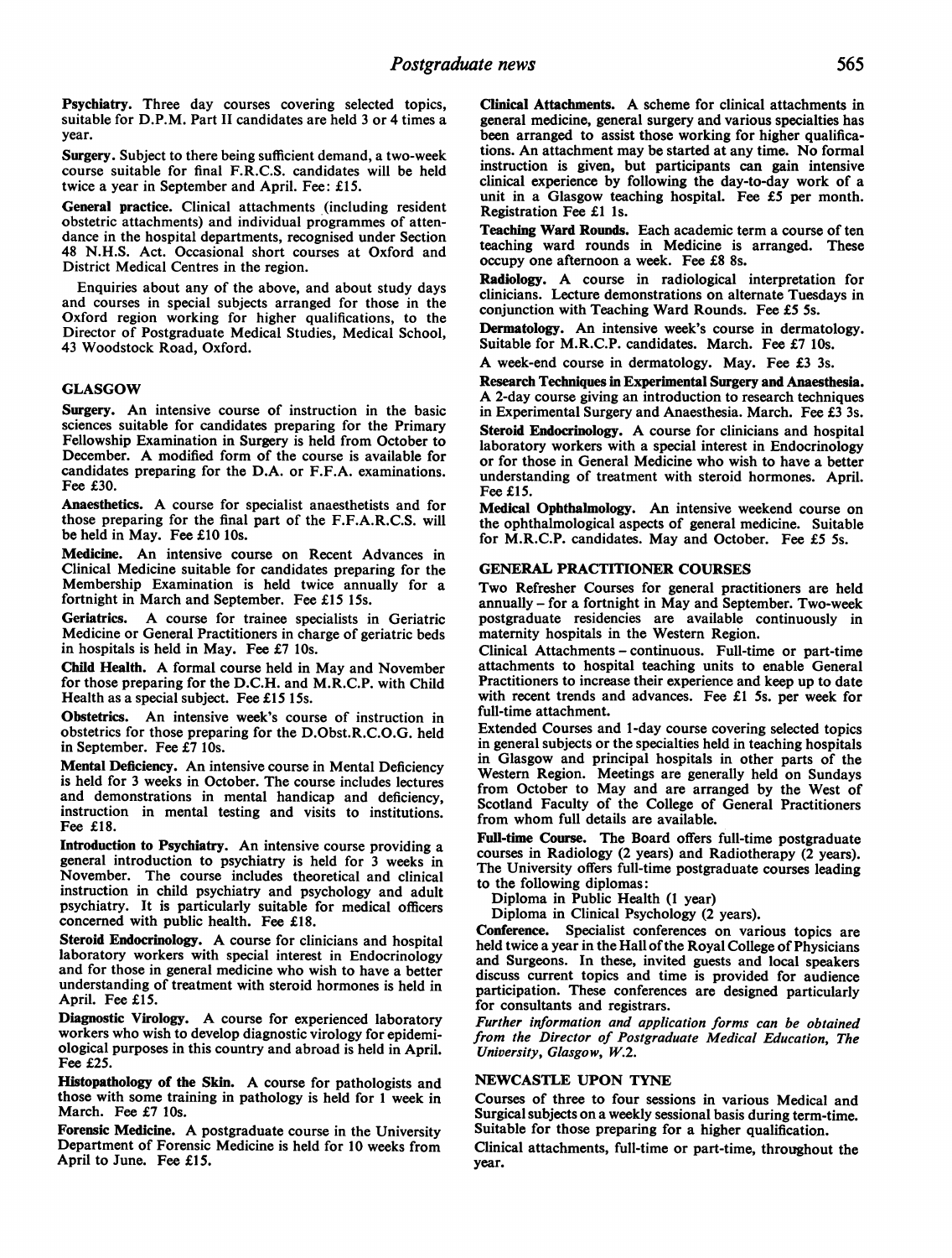**Psychiatry.** Three day courses covering selected topics, suitable for D.P.M. Part II candidates are held 3 or 4 times a year.

**Surgery.** Subject to there being sufficient demand, a two-week course suitable for final F.R.C.S. candidates will be held twice a year in September and April. Fee: £15.

**General practice.** Clinical attachments (including resident obstetric attachments) and individual programmes of attendance in the hospital departments, recognised under Section 48 N.H.S. Act. Occasional short courses at Oxford and District Medical Centres in the region.

Enquiries about any of the above, and about study days and courses in special subjects arranged for those in the Oxford region working for higher qualifications, to the Director of Postgraduate Medical Studies, Medical School, 43 Woodstock Road, Oxford.

## GLASGOW

**Surgery.** An intensive course of instruction in the basic sciences suitable for candidates preparing for the Primary Fellowship Examination in Surgery is held from October to December. A modified form of the course is available for candidates preparing for the D.A. or F.F.A. examinations. Fee £30.

**Anaesthetics.** A course for specialist anaesthetists and for those preparing for the final part of the F.F.A.R.C.S. will be held in May. Fee £10 10s.

**Medicine.** An intensive course on Recent Advances in Clinical Medicine suitable for candidates preparing for the Membership Examination is held twice annually for a fortnight in March and September. Fee £15 15s.

**Geriatrics.** A course for trainee specialists in Geriatric Medicine or General Practitioners in charge of geriatric beds in hospitals is held in May. Fee £7 10s.

**Child Health.** A formal course held in May and November for those preparing for the D.C.H. and M.R.C.P. with Child Health as a special subject. Fee £15 15s.

**Obstetrics.** An intensive week's course of instruction in obstetrics for those preparing for the D.Obst.R.C.O.G. held in September. Fee £7 10s.

**Mental Deficiency.** An intensive course in Mental Deficiency is held for 3 weeks in October. The course includes lectures and demonstrations in mental handicap and deficiency, instruction in mental testing and visits to institutions. Fee £18.

**Introduction to Psychiatry.** An intensive course providing a general introduction to psychiatry is held for 3 weeks in November. The course includes theoretical and clinical instruction in child psychiatry and psychology and adult psychiatry. It is particularly suitable for medical officers concerned with public health. Fee £18.

**Steroid Endocrinology.** A course for clinicians and hospital laboratory workers with special interest in Endocrinology and for those in general medicine who wish to have a better understanding of treatment with steroid hormones is held in April. Fee £15.

**Diagnostic Virology.** A course for experienced laboratory workers who wish to develop diagnostic virology for epidemiological purposes in this country and abroad is held in April. Fee £25.

**Histopathology of the Skin.** A course for pathologists and those with some training in pathology is held for 1 week in March. Fee £7 10s.

**Forensic Medicine.** A postgraduate course in the University Department of Forensic Medicine is held for 10 weeks from April to June. Fee £15.

**Clinical Attachments.** A scheme for clinical attachments in general medicine, general surgery and various specialties has been arranged to assist those working for higher qualifications. An attachment may be started at any time. No formal instruction is given, but participants can gain intensive clinical experience by following the day-to-day work of a unit in a Glasgow teaching hospital. Fee £5 per month. Registration Fee £1 1s.

**Teaching Ward Rounds.** Each academic term a course of ten teaching ward rounds in Medicine is arranged. These occupy one afternoon a week. Fee £8 8s.

**Radiology.** A course in radiological interpretation for clinicians. Lecture demonstrations on alternate Tuesdays in conjunction with Teaching Ward Rounds. Fee £5 5s.

**Dermatology.** An intensive week's course in dermatology. Suitable for M.R.C.P. candidates. March. Fee £7 10s.

A week-end course in dermatology. May. Fee £3 3s.

**Research Techniques in Experimental Surgery and Anaesthesia.** A 2-day course giving an introduction to research techniques in Experimental Surgery and Anaesthesia. March. Fee £3 3s.

**Steroid Endocrinology.** A course for clinicians and hospital laboratory workers with a special interest in Endocrinology or for those in General Medicine who wish to have a better understanding of treatment with steroid hormones. April. Fee £15.

**Medical Ophthalmology.** An intensive weekend course on the ophthalmological aspects of general medicine. Suitable for M.R.C.P. candidates. May and October. Fee £5 5s.

### GENERAL PRACTITIONER COURSES

Two Refresher Courses for general practitioners are held annually – for a fortnight in May and September. Two-week postgraduate residencies are available continuously in maternity hospitals in the Western Region.

Clinical Attachments – continuous. Full-time or part-time attachments to hospital teaching units to enable General Practitioners to increase their experience and keep up to date with recent trends and advances. Fee £1 5s. per week for full-time attachment.

Extended Courses and 1-day course covering selected topics in general subjects or the specialties held in teaching hospitals in Glasgow and principal hospitals in other parts of the Western Region. Meetings are generally held on Sundays from October to May and are arranged by the West of Scotland Faculty of the College of General Practitioners from whom full details are available.

**Full-time Course.** The Board offers full-time postgraduate courses in Radiology (2 years) and Radiotherapy (2 years). The University offers full-time postgraduate courses leading to the following diplomas:

Diploma in Public Health (1 year)

Diploma in Clinical Psychology (2 years).

**Conference.** Specialist conferences on various topics are held twice a year in the Hall of the Royal College of Physicians and Surgeons. In these, invited guests and local speakers discuss current topics and time is provided for audience participation. These conferences are designed particularly for consultants and registrars.

*Further information and application forms can be obtained from the Director of Postgraduate Medical Education, The University, Glasgow, W.2.*

## NEWCASTLE UPON TYNE

Courses of three to four sessions in various Medical and Surgical subjects on a weekly sessional basis during term-time. Suitable for those preparing for a higher qualification.

Clinical attachments, full-time or part-time, throughout the year.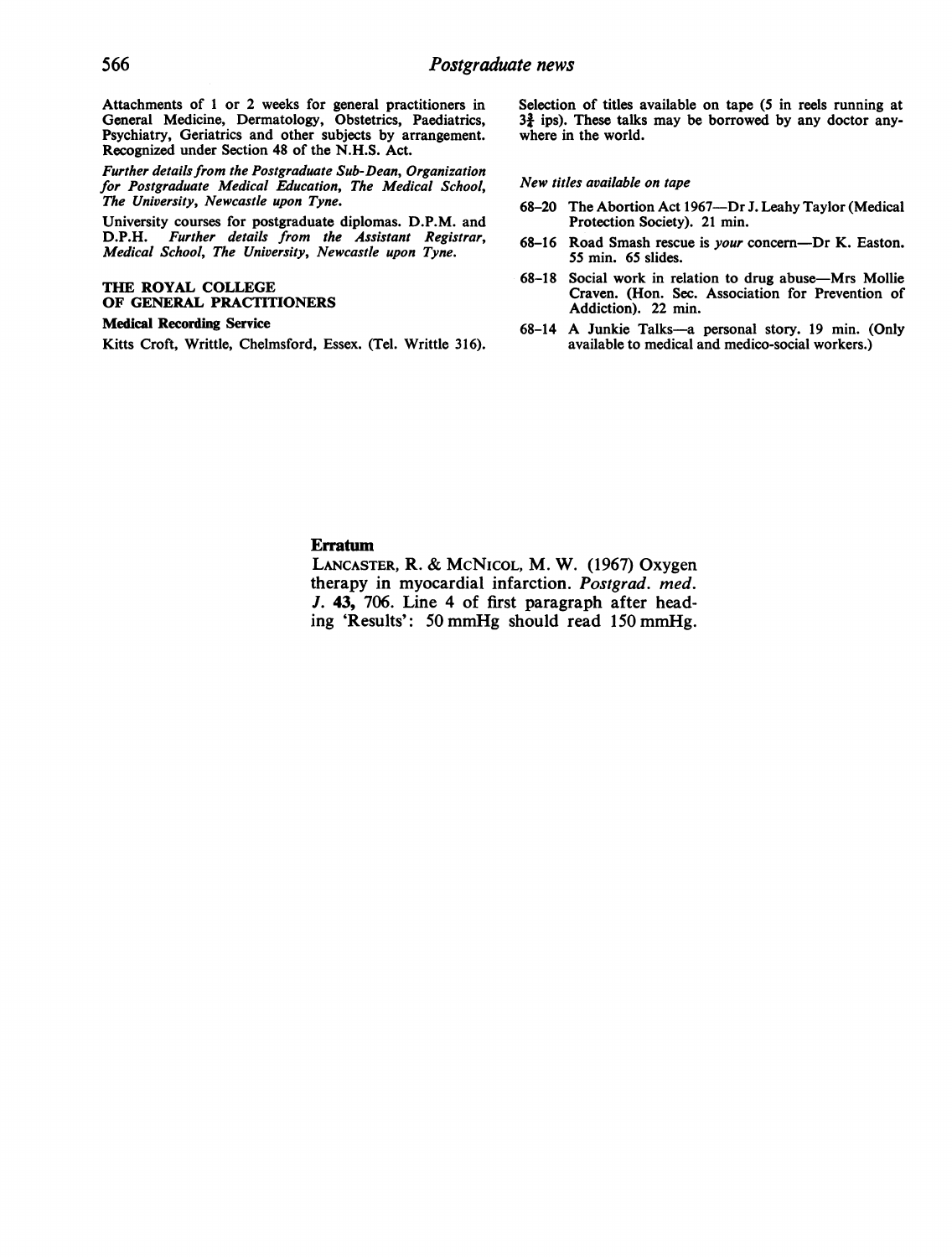Attachments of 1 or 2 weeks for general practitioners in General Medicine, Dermatology, Obstetrics, Paediatrics, Psychiatry, Geriatrics and other subjects by arrangement. Recognized under Section 48 of the N.H.S. Act.

*Further details from the Postgraduate Sub-Dean, Organization for Postgraduate Medical Education, The Medical School, The University, Newcastle upon Tyne.*

University courses for postgraduate diplomas. D.P.M. and D.P.H. *Further details from the Assistant Registrar, Medical School, The University, Newcastle upon Tyne.*

### THE ROYAL COLLEGE OF GENERAL PRACTITIONERS

**Medical Recording Service**

Kitts Croft, Writtle, Chelmsford, Essex. (Tel. Writtle 316).

Selection of titles available on tape (5 in reels running at $3\frac{3}{4}$ ips). These talks may be borrowed by any doctor anywhere in the world.

*New titles available on tape*

68–20 The Abortion Act 1967—Dr J. Leahy Taylor (Medical Protection Society). 21 min.

68–16 Road Smash rescue is *your* concern—Dr K. Easton. 55 min. 65 slides.

68–18 Social work in relation to drug abuse—Mrs Mollie Craven. (Hon. Sec. Association for Prevention of Addiction). 22 min.

68–14 A Junkie Talks—a personal story. 19 min. (Only available to medical and medico-social workers.)

### Erratum

LANCASTER, R. & MCNICOL, M. W. (1967) Oxygen therapy in myocardial infarction. *Postgrad. med. J.* **43,** 706. Line 4 of first paragraph after heading 'Results': 50 mmHg should read 150 mmHg.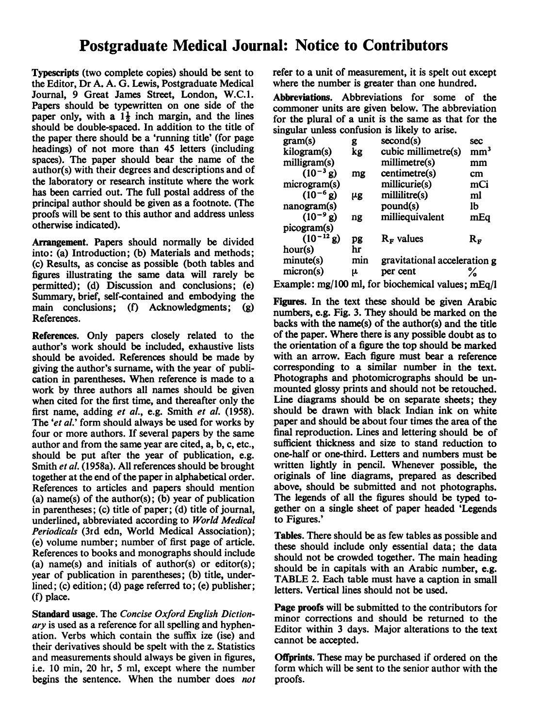# Postgraduate Medical Journal: Notice to Contributors

**Typescripts** (two complete copies) should be sent to the Editor, Dr A. A. G. Lewis, Postgraduate Medical Journal, 9 Great James Street, London, W.C.1. Papers should be typewritten on one side of the paper only, with a $1\frac{1}{2}$ inch margin, and the lines should be double-spaced. In addition to the title of the paper there should be a 'running title' (for page headings) of not more than 45 letters (including spaces). The paper should bear the name of the author(s) with their degrees and descriptions and of the laboratory or research institute where the work has been carried out. The full postal address of the principal author should be given as a footnote. (The proofs will be sent to this author and address unless otherwise indicated).

**Arrangement.** Papers should normally be divided into: (a) Introduction; (b) Materials and methods; (c) Results, as concise as possible (both tables and figures illustrating the same data will rarely be permitted); (d) Discussion and conclusions; (e) Summary, brief, self-contained and embodying the main conclusions; (f) Acknowledgments; (g) References.

**References.** Only papers closely related to the author's work should be included, exhaustive lists should be avoided. References should be made by giving the author's surname, with the year of publication in parentheses. When reference is made to a work by three authors all names should be given when cited for the first time, and thereafter only the first name, adding *et al.*, e.g. Smith *et al.* (1958). The '*et al.*' form should always be used for works by four or more authors. If several papers by the same author and from the same year are cited, a, b, c, etc., should be put after the year of publication, e.g. Smith *et al.* (1958a). All references should be brought together at the end of the paper in alphabetical order. References to articles and papers should mention (a) name(s) of the author(s); (b) year of publication in parentheses; (c) title of paper; (d) title of journal, underlined, abbreviated according to *World Medical Periodicals* (3rd edn, World Medical Association); (e) volume number; number of first page of article. References to books and monographs should include (a) name(s) and initials of author(s) or editor(s); year of publication in parentheses; (b) title, underlined; (c) edition; (d) page referred to; (e) publisher; (f) place.

**Standard usage.** The *Concise Oxford English Dictionary* is used as a reference for all spelling and hyphenation. Verbs which contain the suffix ize (ise) and their derivatives should be spelt with the z. Statistics and measurements should always be given in figures, i.e. 10 min, 20 hr, 5 ml, except where the number begins the sentence. When the number does *not* refer to a unit of measurement, it is spelt out except where the number is greater than one hundred.

**Abbreviations.** Abbreviations for some of the commoner units are given below. The abbreviation for the plural of a unit is the same as that for the singular unless confusion is likely to arise.

| | | | |
|---|---|---|---|
| gram(s) | g | second(s) | sec |
| kilogram(s) | kg | cubic millimetre(s) | $mm^3$ |
| milligram(s) ($10^{-3}$ g) | mg | millimetre(s) | mm |
| microgram(s) ($10^{-6}$ g) | μg | centimetre(s) | cm |
| nanogram(s) ($10^{-9}$ g) | ng | millicurie(s) | mCi |
| picogram(s) ($10^{-12}$ g) | pg | millilitre(s) | ml |
| hour(s) | hr | pound(s) | lb |
| minute(s) | min | milliequivalent | mEq |
| micron(s) | μ | $R_F$ values | $R_F$ |
| | | gravitational acceleration | g |
| | | per cent | % |

Example: mg/100 ml, for biochemical values; mEq/l

**Figures.** In the text these should be given Arabic numbers, e.g. Fig. 3. They should be marked on the backs with the name(s) of the author(s) and the title of the paper. Where there is any possible doubt as to the orientation of a figure the top should be marked with an arrow. Each figure must bear a reference corresponding to a similar number in the text. Photographs and photomicrographs should be unmounted glossy prints and should not be retouched. Line diagrams should be on separate sheets; they should be drawn with black Indian ink on white paper and should be about four times the area of the final reproduction. Lines and lettering should be of sufficient thickness and size to stand reduction to one-half or one-third. Letters and numbers must be written lightly in pencil. Whenever possible, the originals of line diagrams, prepared as described above, should be submitted and not photographs. The legends of all the figures should be typed together on a single sheet of paper headed 'Legends to Figures.'

**Tables.** There should be as few tables as possible and these should include only essential data; the data should not be crowded together. The main heading should be in capitals with an Arabic number, e.g. TABLE 2. Each table must have a caption in small letters. Vertical lines should not be used.

**Page proofs** will be submitted to the contributors for minor corrections and should be returned to the Editor within 3 days. Major alterations to the text cannot be accepted.

**Offprints.** These may be purchased if ordered on the form which will be sent to the senior author with the proofs.